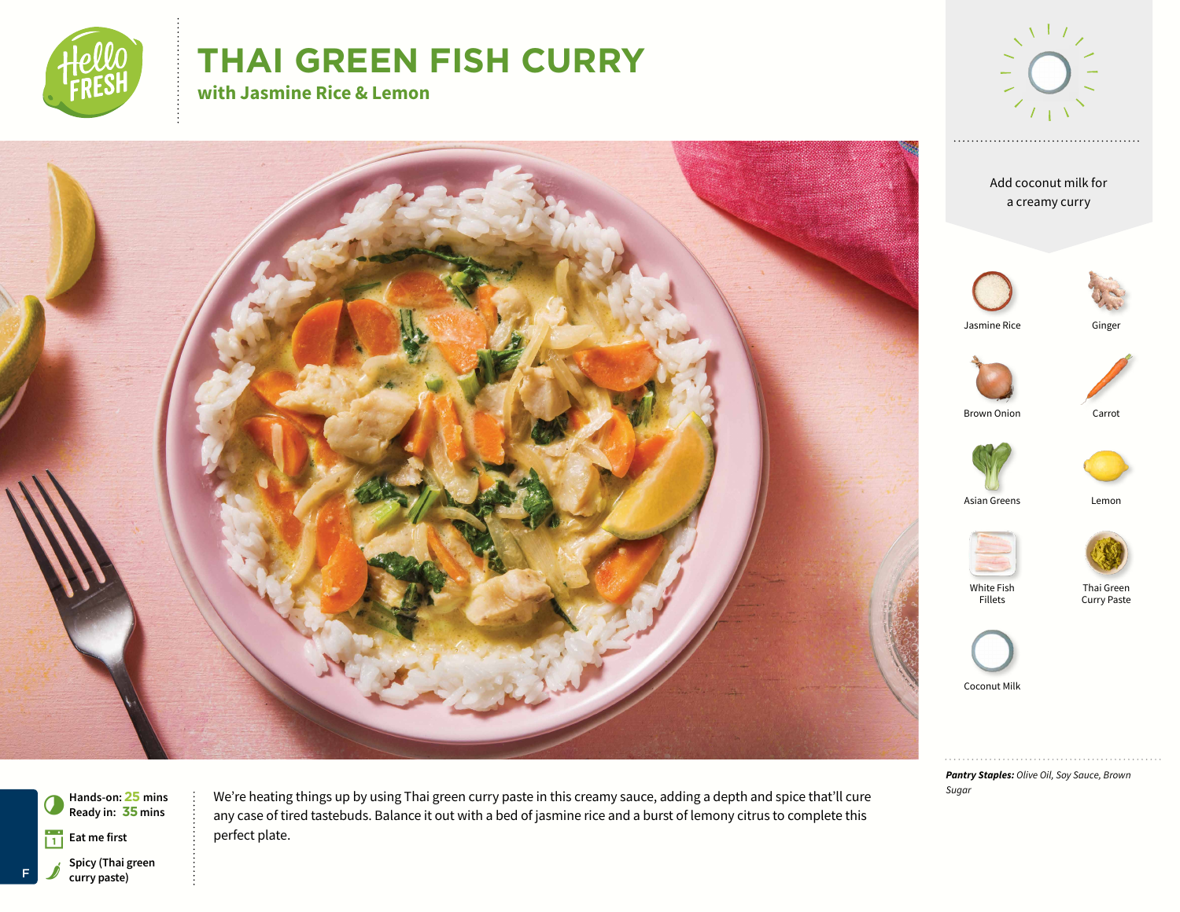# THAI GREEN FISH CURRY

## with Jasmine Rice & Lemon

Add coconut milk for a creamy curry

- Jasmine Rice
- Ginger
- Brown Onion
- Carrot
- Asian Greens
- Lemon
- White Fish Fillets
- Thai Green Curry Paste
- Coconut Milk

***Pantry Staples:*** *Olive Oil, Soy Sauce, Brown Sugar*

**Hands-on: 25 mins**
**Ready in: 35 mins**

**Eat me first**

**Spicy (Thai green curry paste)**

We're heating things up by using Thai green curry paste in this creamy sauce, adding a depth and spice that'll cure any case of tired tastebuds. Balance it out with a bed of jasmine rice and a burst of lemony citrus to complete this perfect plate.

F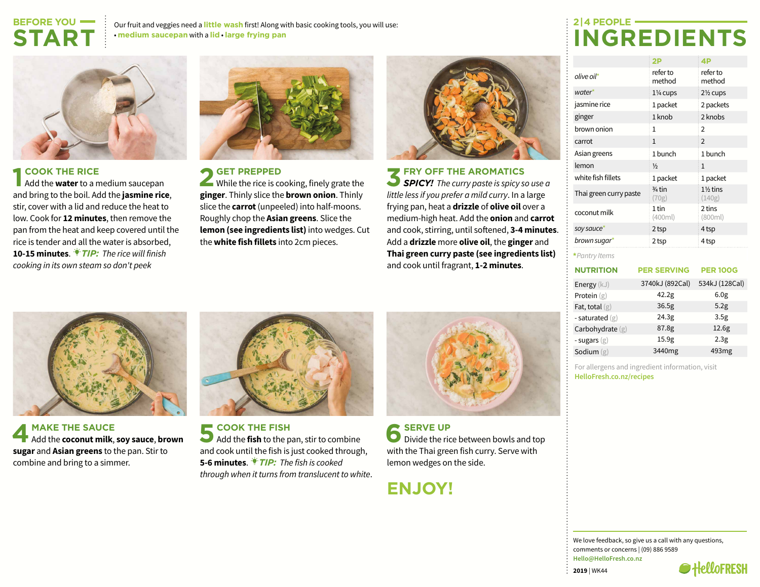## BEFORE YOU START

Our fruit and veggies need a **little wash** first! Along with basic cooking tools, you will use:
• **medium saucepan** with a **lid** • **large frying pan**

### 1 COOK THE RICE

Add the **water** to a medium saucepan and bring to the boil. Add the **jasmine rice**, stir, cover with a lid and reduce the heat to low. Cook for **12 minutes**, then remove the pan from the heat and keep covered until the rice is tender and all the water is absorbed, **10-15 minutes**. ***TIP:*** *The rice will finish cooking in its own steam so don't peek*

### 2 GET PREPPED

While the rice is cooking, finely grate the **ginger**. Thinly slice the **brown onion**. Thinly slice the **carrot** (unpeeled) into half-moons. Roughly chop the **Asian greens**. Slice the **lemon (see ingredients list)** into wedges. Cut the **white fish fillets** into 2cm pieces.

### 3 FRY OFF THE AROMATICS

***SPICY!*** *The curry paste is spicy so use a little less if you prefer a mild curry*. In a large frying pan, heat a **drizzle** of **olive oil** over a medium-high heat. Add the **onion** and **carrot** and cook, stirring, until softened, **3-4 minutes**. Add a **drizzle** more **olive oil**, the **ginger** and **Thai green curry paste (see ingredients list)** and cook until fragrant, **1-2 minutes**.

### 4 MAKE THE SAUCE

Add the **coconut milk**, **soy sauce**, **brown sugar** and **Asian greens** to the pan. Stir to combine and bring to a simmer.

### 5 COOK THE FISH

Add the **fish** to the pan, stir to combine and cook until the fish is just cooked through, **5-6 minutes**. ***TIP:*** *The fish is cooked through when it turns from translucent to white.*

### 6 SERVE UP

Divide the rice between bowls and top with the Thai green fish curry. Serve with lemon wedges on the side.

**ENJOY!**

## 2|4 PEOPLE INGREDIENTS

| | 2P | 4P |
|---|---|---|
| *olive oil** | refer to method | refer to method |
| *water** | 1¼ cups | 2½ cups |
| jasmine rice | 1 packet | 2 packets |
| ginger | 1 knob | 2 knobs |
| brown onion | 1 | 2 |
| carrot | 1 | 2 |
| Asian greens | 1 bunch | 1 bunch |
| lemon | ½ | 1 |
| white fish fillets | 1 packet | 1 packet |
| Thai green curry paste | ¾ tin (70g) | 1½ tins (140g) |
| coconut milk | 1 tin (400ml) | 2 tins (800ml) |
| *soy sauce** | 2 tsp | 4 tsp |
| *brown sugar** | 2 tsp | 4 tsp |

**Pantry Items*

| NUTRITION | PER SERVING | PER 100G |
|---|---|---|
| Energy (kJ) | 3740kJ (892Cal) | 534kJ (128Cal) |
| Protein (g) | 42.2g | 6.0g |
| Fat, total (g) | 36.5g | 5.2g |
| - saturated (g) | 24.3g | 3.5g |
| Carbohydrate (g) | 87.8g | 12.6g |
| - sugars (g) | 15.9g | 2.3g |
| Sodium (g) | 3440mg | 493mg |

For allergens and ingredient information, visit **HelloFresh.co.nz/recipes**

We love feedback, so give us a call with any questions, comments or concerns | (09) 886 9589
**Hello@HelloFresh.co.nz**

**2019** | WK44

HelloFRESH